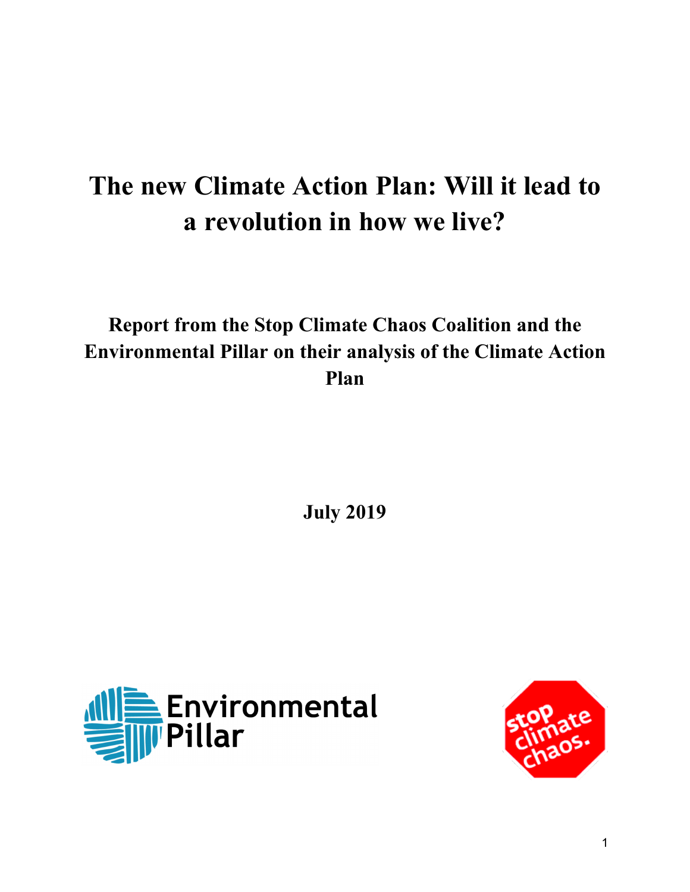# The new Climate Action Plan: Will it lead to a revolution in how we live?

## Report from the Stop Climate Chaos Coalition and the Environmental Pillar on their analysis of the Climate Action Plan

**July 2019**

Environmental Pillar

stop climate chaos.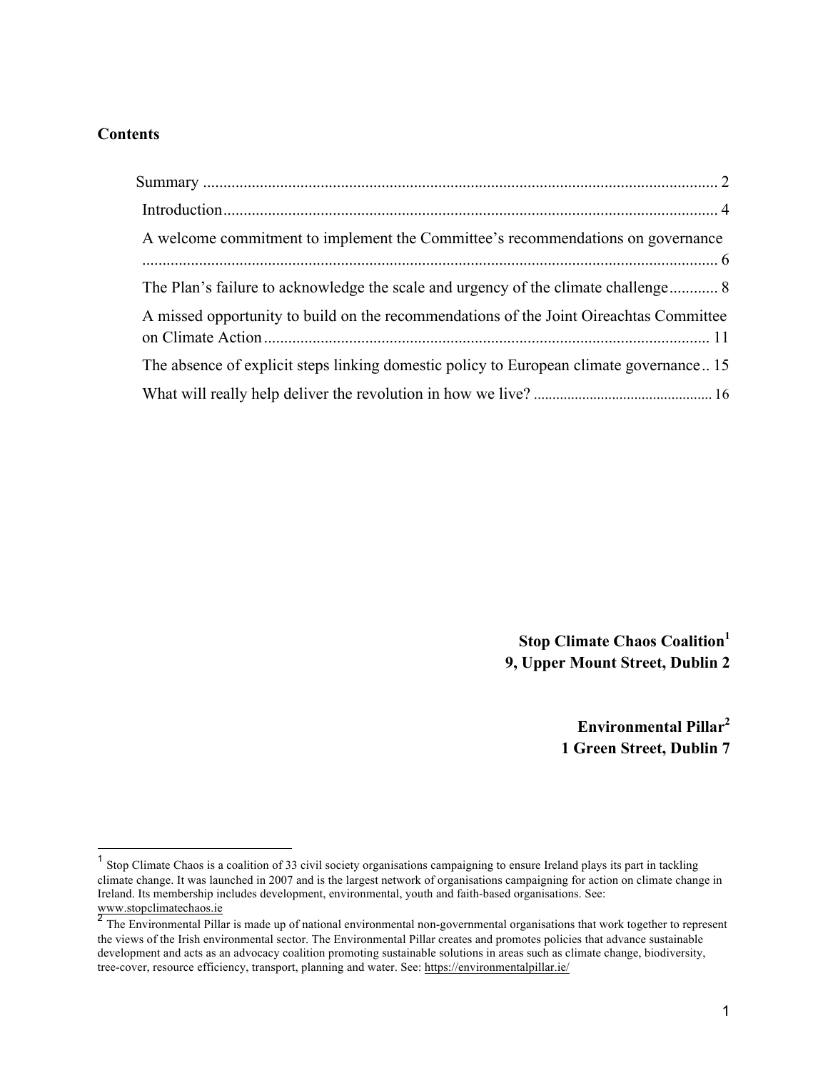**Contents**

Summary ........................................................................................................................ 2

Introduction.................................................................................................................... 4

A welcome commitment to implement the Committee's recommendations on governance ........................................................................................................................................ 6

The Plan's failure to acknowledge the scale and urgency of the climate challenge............ 8

A missed opportunity to build on the recommendations of the Joint Oireachtas Committee on Climate Action........................................................................................................ 11

The absence of explicit steps linking domestic policy to European climate governance.. 15

What will really help deliver the revolution in how we live? ............................................. 16

**Stop Climate Chaos Coalition**[1]
**9, Upper Mount Street, Dublin 2**

**Environmental Pillar**[2]
**1 Green Street, Dublin 7**

---

[1] Stop Climate Chaos is a coalition of 33 civil society organisations campaigning to ensure Ireland plays its part in tackling climate change. It was launched in 2007 and is the largest network of organisations campaigning for action on climate change in Ireland. Its membership includes development, environmental, youth and faith-based organisations. See: www.stopclimatechaos.ie

[2] The Environmental Pillar is made up of national environmental non-governmental organisations that work together to represent the views of the Irish environmental sector. The Environmental Pillar creates and promotes policies that advance sustainable development and acts as an advocacy coalition promoting sustainable solutions in areas such as climate change, biodiversity, tree-cover, resource efficiency, transport, planning and water. See: https://environmentalpillar.ie/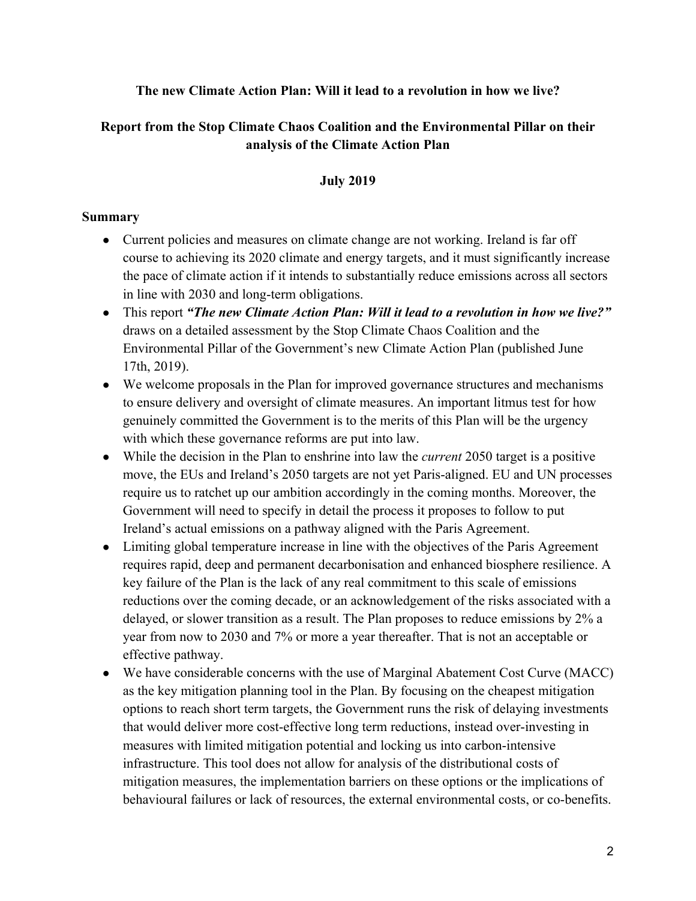**The new Climate Action Plan: Will it lead to a revolution in how we live?**

**Report from the Stop Climate Chaos Coalition and the Environmental Pillar on their analysis of the Climate Action Plan**

**July 2019**

## Summary

- Current policies and measures on climate change are not working. Ireland is far off course to achieving its 2020 climate and energy targets, and it must significantly increase the pace of climate action if it intends to substantially reduce emissions across all sectors in line with 2030 and long-term obligations.
- This report ***"The new Climate Action Plan: Will it lead to a revolution in how we live?"*** draws on a detailed assessment by the Stop Climate Chaos Coalition and the Environmental Pillar of the Government's new Climate Action Plan (published June 17th, 2019).
- We welcome proposals in the Plan for improved governance structures and mechanisms to ensure delivery and oversight of climate measures. An important litmus test for how genuinely committed the Government is to the merits of this Plan will be the urgency with which these governance reforms are put into law.
- While the decision in the Plan to enshrine into law the *current* 2050 target is a positive move, the EUs and Ireland's 2050 targets are not yet Paris-aligned. EU and UN processes require us to ratchet up our ambition accordingly in the coming months. Moreover, the Government will need to specify in detail the process it proposes to follow to put Ireland's actual emissions on a pathway aligned with the Paris Agreement.
- Limiting global temperature increase in line with the objectives of the Paris Agreement requires rapid, deep and permanent decarbonisation and enhanced biosphere resilience. A key failure of the Plan is the lack of any real commitment to this scale of emissions reductions over the coming decade, or an acknowledgement of the risks associated with a delayed, or slower transition as a result. The Plan proposes to reduce emissions by 2% a year from now to 2030 and 7% or more a year thereafter. That is not an acceptable or effective pathway.
- We have considerable concerns with the use of Marginal Abatement Cost Curve (MACC) as the key mitigation planning tool in the Plan. By focusing on the cheapest mitigation options to reach short term targets, the Government runs the risk of delaying investments that would deliver more cost-effective long term reductions, instead over-investing in measures with limited mitigation potential and locking us into carbon-intensive infrastructure. This tool does not allow for analysis of the distributional costs of mitigation measures, the implementation barriers on these options or the implications of behavioural failures or lack of resources, the external environmental costs, or co-benefits.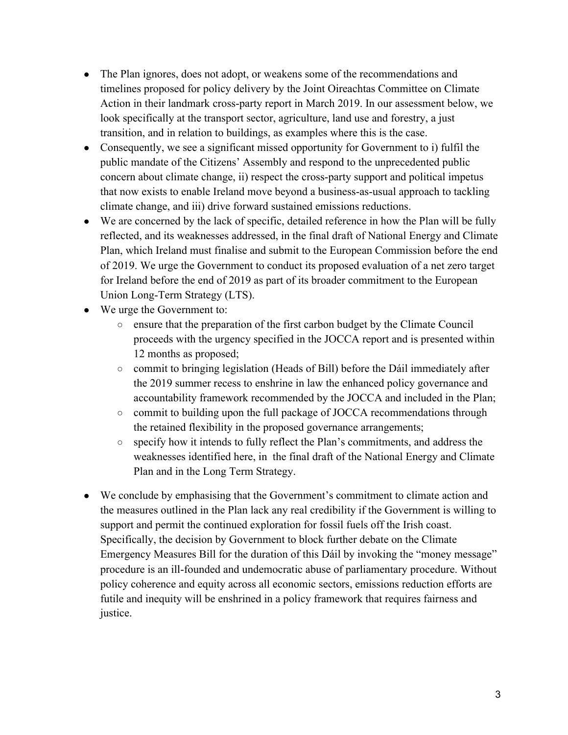- The Plan ignores, does not adopt, or weakens some of the recommendations and timelines proposed for policy delivery by the Joint Oireachtas Committee on Climate Action in their landmark cross-party report in March 2019. In our assessment below, we look specifically at the transport sector, agriculture, land use and forestry, a just transition, and in relation to buildings, as examples where this is the case.
- Consequently, we see a significant missed opportunity for Government to i) fulfil the public mandate of the Citizens' Assembly and respond to the unprecedented public concern about climate change, ii) respect the cross-party support and political impetus that now exists to enable Ireland move beyond a business-as-usual approach to tackling climate change, and iii) drive forward sustained emissions reductions.
- We are concerned by the lack of specific, detailed reference in how the Plan will be fully reflected, and its weaknesses addressed, in the final draft of National Energy and Climate Plan, which Ireland must finalise and submit to the European Commission before the end of 2019. We urge the Government to conduct its proposed evaluation of a net zero target for Ireland before the end of 2019 as part of its broader commitment to the European Union Long-Term Strategy (LTS).
- We urge the Government to:
    - ensure that the preparation of the first carbon budget by the Climate Council proceeds with the urgency specified in the JOCCA report and is presented within 12 months as proposed;
    - commit to bringing legislation (Heads of Bill) before the Dáil immediately after the 2019 summer recess to enshrine in law the enhanced policy governance and accountability framework recommended by the JOCCA and included in the Plan;
    - commit to building upon the full package of JOCCA recommendations through the retained flexibility in the proposed governance arrangements;
    - specify how it intends to fully reflect the Plan's commitments, and address the weaknesses identified here, in the final draft of the National Energy and Climate Plan and in the Long Term Strategy.
- We conclude by emphasising that the Government's commitment to climate action and the measures outlined in the Plan lack any real credibility if the Government is willing to support and permit the continued exploration for fossil fuels off the Irish coast. Specifically, the decision by Government to block further debate on the Climate Emergency Measures Bill for the duration of this Dáil by invoking the "money message" procedure is an ill-founded and undemocratic abuse of parliamentary procedure. Without policy coherence and equity across all economic sectors, emissions reduction efforts are futile and inequity will be enshrined in a policy framework that requires fairness and justice.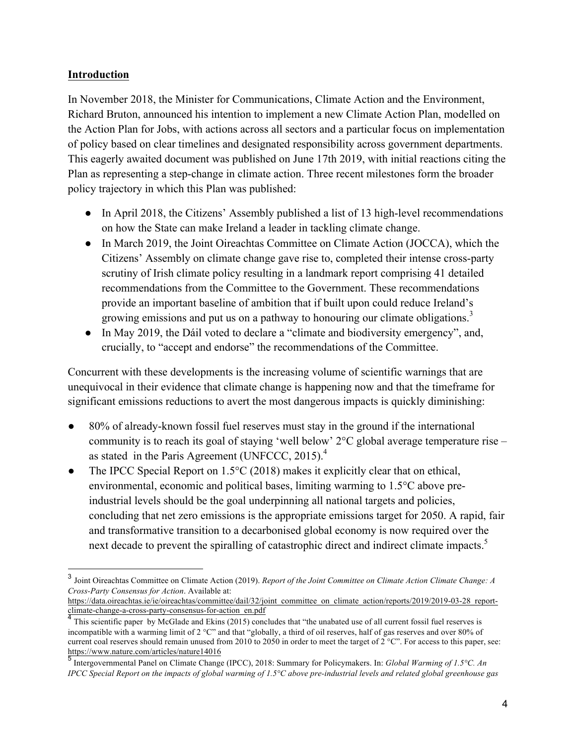## Introduction

In November 2018, the Minister for Communications, Climate Action and the Environment, Richard Bruton, announced his intention to implement a new Climate Action Plan, modelled on the Action Plan for Jobs, with actions across all sectors and a particular focus on implementation of policy based on clear timelines and designated responsibility across government departments. This eagerly awaited document was published on June 17th 2019, with initial reactions citing the Plan as representing a step-change in climate action. Three recent milestones form the broader policy trajectory in which this Plan was published:

- In April 2018, the Citizens' Assembly published a list of 13 high-level recommendations on how the State can make Ireland a leader in tackling climate change.
- In March 2019, the Joint Oireachtas Committee on Climate Action (JOCCA), which the Citizens' Assembly on climate change gave rise to, completed their intense cross-party scrutiny of Irish climate policy resulting in a landmark report comprising 41 detailed recommendations from the Committee to the Government. These recommendations provide an important baseline of ambition that if built upon could reduce Ireland's growing emissions and put us on a pathway to honouring our climate obligations.[3]
- In May 2019, the Dáil voted to declare a "climate and biodiversity emergency", and, crucially, to "accept and endorse" the recommendations of the Committee.

Concurrent with these developments is the increasing volume of scientific warnings that are unequivocal in their evidence that climate change is happening now and that the timeframe for significant emissions reductions to avert the most dangerous impacts is quickly diminishing:

- 80% of already-known fossil fuel reserves must stay in the ground if the international community is to reach its goal of staying 'well below' 2°C global average temperature rise – as stated in the Paris Agreement (UNFCCC, 2015).[4]
- The IPCC Special Report on 1.5°C (2018) makes it explicitly clear that on ethical, environmental, economic and political bases, limiting warming to 1.5°C above pre-industrial levels should be the goal underpinning all national targets and policies, concluding that net zero emissions is the appropriate emissions target for 2050. A rapid, fair and transformative transition to a decarbonised global economy is now required over the next decade to prevent the spiralling of catastrophic direct and indirect climate impacts.[5]

---

[3] Joint Oireachtas Committee on Climate Action (2019). *Report of the Joint Committee on Climate Action Climate Change: A Cross-Party Consensus for Action*. Available at: https://data.oireachtas.ie/ie/oireachtas/committee/dail/32/joint_committee_on_climate_action/reports/2019/2019-03-28_report-climate-change-a-cross-party-consensus-for-action_en.pdf

[4] This scientific paper by McGlade and Ekins (2015) concludes that "the unabated use of all current fossil fuel reserves is incompatible with a warming limit of 2 °C" and that "globally, a third of oil reserves, half of gas reserves and over 80% of current coal reserves should remain unused from 2010 to 2050 in order to meet the target of 2 °C". For access to this paper, see: https://www.nature.com/articles/nature14016

[5] Intergovernmental Panel on Climate Change (IPCC), 2018: Summary for Policymakers. In: *Global Warming of 1.5°C. An IPCC Special Report on the impacts of global warming of 1.5°C above pre-industrial levels and related global greenhouse gas*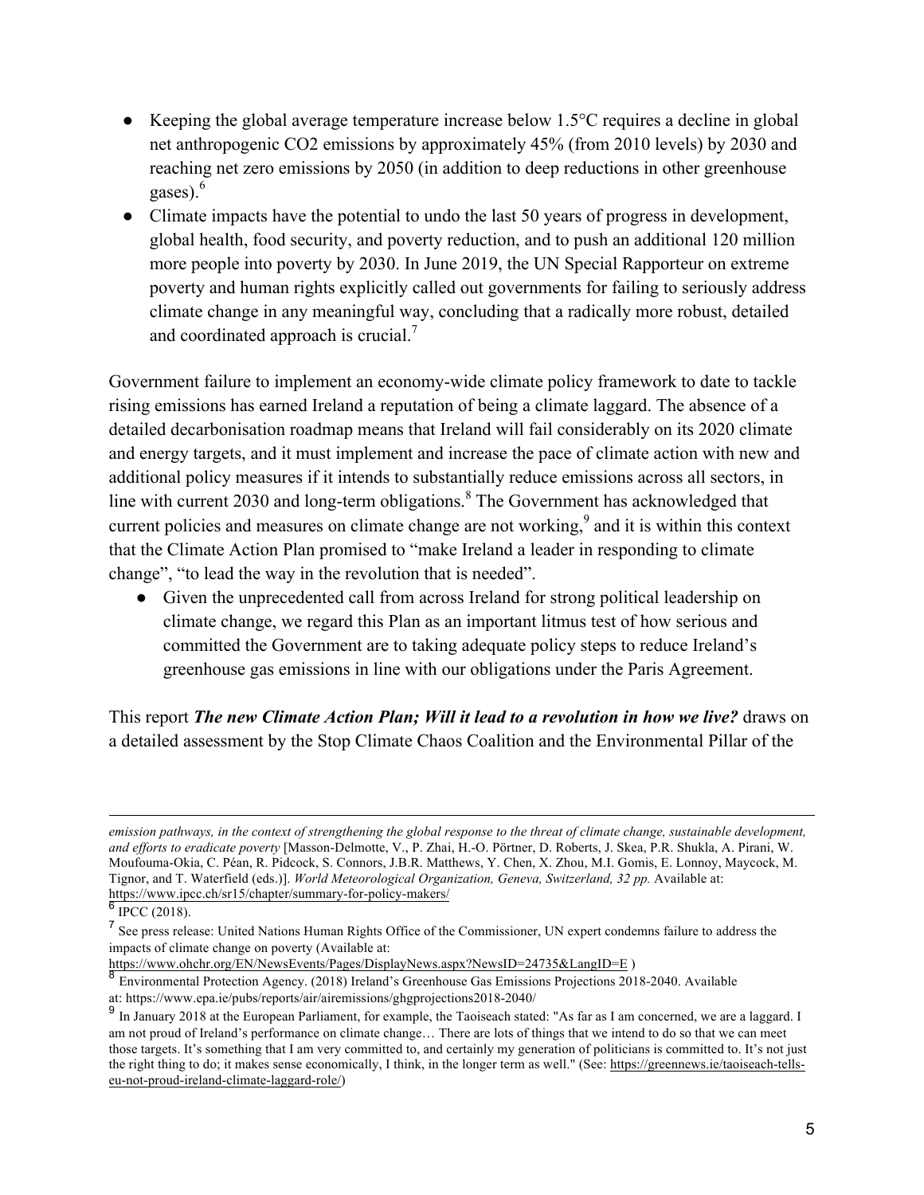- Keeping the global average temperature increase below 1.5°C requires a decline in global net anthropogenic $CO_2$ emissions by approximately 45% (from 2010 levels) by 2030 and reaching net zero emissions by 2050 (in addition to deep reductions in other greenhouse gases).[6]
- Climate impacts have the potential to undo the last 50 years of progress in development, global health, food security, and poverty reduction, and to push an additional 120 million more people into poverty by 2030. In June 2019, the UN Special Rapporteur on extreme poverty and human rights explicitly called out governments for failing to seriously address climate change in any meaningful way, concluding that a radically more robust, detailed and coordinated approach is crucial.[7]

Government failure to implement an economy-wide climate policy framework to date to tackle rising emissions has earned Ireland a reputation of being a climate laggard. The absence of a detailed decarbonisation roadmap means that Ireland will fail considerably on its 2020 climate and energy targets, and it must implement and increase the pace of climate action with new and additional policy measures if it intends to substantially reduce emissions across all sectors, in line with current 2030 and long-term obligations.[8] The Government has acknowledged that current policies and measures on climate change are not working,[9] and it is within this context that the Climate Action Plan promised to "make Ireland a leader in responding to climate change", "to lead the way in the revolution that is needed".

- Given the unprecedented call from across Ireland for strong political leadership on climate change, we regard this Plan as an important litmus test of how serious and committed the Government are to taking adequate policy steps to reduce Ireland's greenhouse gas emissions in line with our obligations under the Paris Agreement.

This report ***The new Climate Action Plan; Will it lead to a revolution in how we live?*** draws on a detailed assessment by the Stop Climate Chaos Coalition and the Environmental Pillar of the

---

*emission pathways, in the context of strengthening the global response to the threat of climate change, sustainable development, and efforts to eradicate poverty* [Masson-Delmotte, V., P. Zhai, H.-O. Pörtner, D. Roberts, J. Skea, P.R. Shukla, A. Pirani, W. Moufouma-Okia, C. Péan, R. Pidcock, S. Connors, J.B.R. Matthews, Y. Chen, X. Zhou, M.I. Gomis, E. Lonnoy, Maycock, M. Tignor, and T. Waterfield (eds.)]. *World Meteorological Organization, Geneva, Switzerland, 32 pp.* Available at: https://www.ipcc.ch/sr15/chapter/summary-for-policy-makers/

[6] IPCC (2018).

[7] See press release: United Nations Human Rights Office of the Commissioner, UN expert condemns failure to address the impacts of climate change on poverty (Available at: https://www.ohchr.org/EN/NewsEvents/Pages/DisplayNews.aspx?NewsID=24735&LangID=E )

[8] Environmental Protection Agency. (2018) Ireland's Greenhouse Gas Emissions Projections 2018-2040. Available at: https://www.epa.ie/pubs/reports/air/airemissions/ghgprojections2018-2040/

[9] In January 2018 at the European Parliament, for example, the Taoiseach stated: "As far as I am concerned, we are a laggard. I am not proud of Ireland's performance on climate change… There are lots of things that we intend to do so that we can meet those targets. It's something that I am very committed to, and certainly my generation of politicians is committed to. It's not just the right thing to do; it makes sense economically, I think, in the longer term as well." (See: https://greennews.ie/taoiseach-tells-eu-not-proud-ireland-climate-laggard-role/)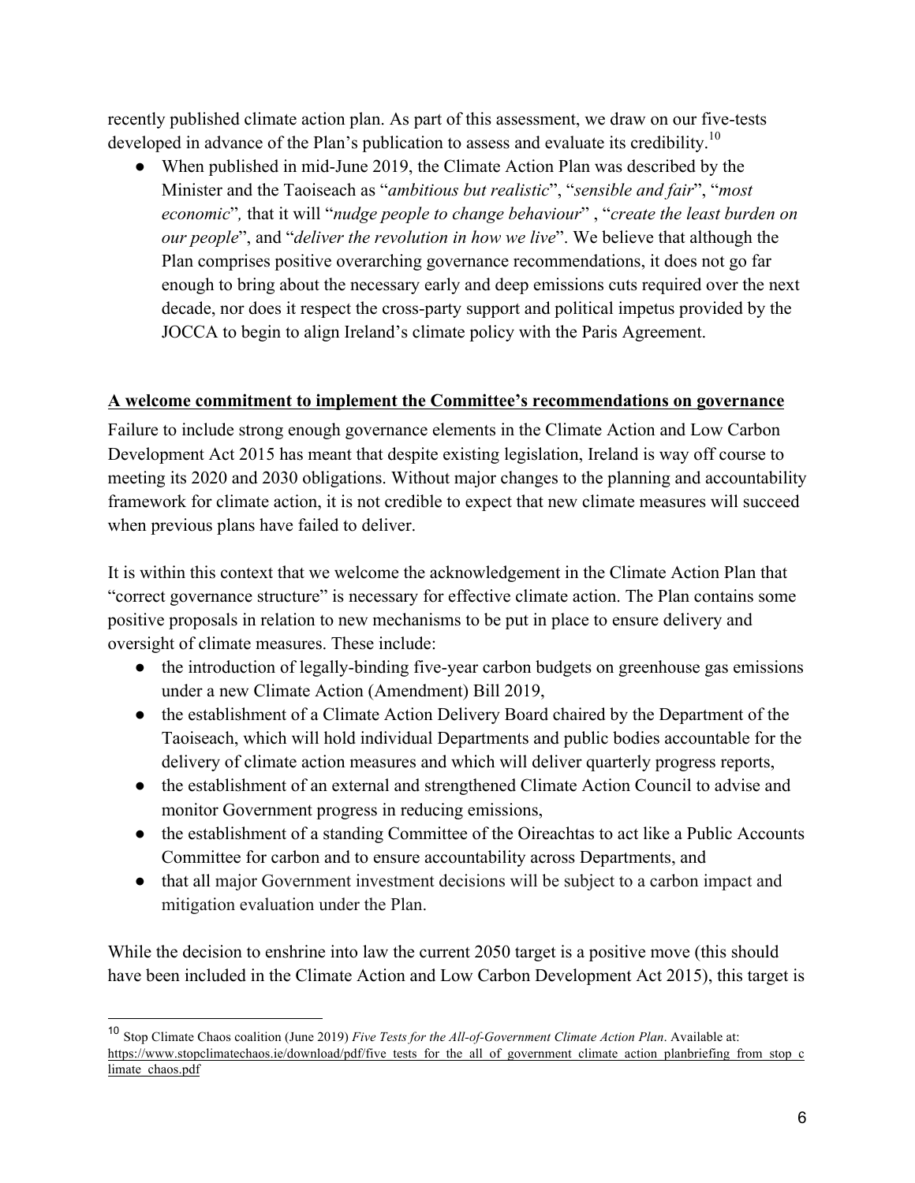recently published climate action plan. As part of this assessment, we draw on our five-tests developed in advance of the Plan's publication to assess and evaluate its credibility.[10]

- When published in mid-June 2019, the Climate Action Plan was described by the Minister and the Taoiseach as "*ambitious but realistic*", "*sensible and fair*", "*most economic*", that it will "*nudge people to change behaviour*" , "*create the least burden on our people*", and "*deliver the revolution in how we live*". We believe that although the Plan comprises positive overarching governance recommendations, it does not go far enough to bring about the necessary early and deep emissions cuts required over the next decade, nor does it respect the cross-party support and political impetus provided by the JOCCA to begin to align Ireland's climate policy with the Paris Agreement.

## A welcome commitment to implement the Committee's recommendations on governance

Failure to include strong enough governance elements in the Climate Action and Low Carbon Development Act 2015 has meant that despite existing legislation, Ireland is way off course to meeting its 2020 and 2030 obligations. Without major changes to the planning and accountability framework for climate action, it is not credible to expect that new climate measures will succeed when previous plans have failed to deliver.

It is within this context that we welcome the acknowledgement in the Climate Action Plan that "correct governance structure" is necessary for effective climate action. The Plan contains some positive proposals in relation to new mechanisms to be put in place to ensure delivery and oversight of climate measures. These include:

- the introduction of legally-binding five-year carbon budgets on greenhouse gas emissions under a new Climate Action (Amendment) Bill 2019,
- the establishment of a Climate Action Delivery Board chaired by the Department of the Taoiseach, which will hold individual Departments and public bodies accountable for the delivery of climate action measures and which will deliver quarterly progress reports,
- the establishment of an external and strengthened Climate Action Council to advise and monitor Government progress in reducing emissions,
- the establishment of a standing Committee of the Oireachtas to act like a Public Accounts Committee for carbon and to ensure accountability across Departments, and
- that all major Government investment decisions will be subject to a carbon impact and mitigation evaluation under the Plan.

While the decision to enshrine into law the current 2050 target is a positive move (this should have been included in the Climate Action and Low Carbon Development Act 2015), this target is

---

[10] Stop Climate Chaos coalition (June 2019) *Five Tests for the All-of-Government Climate Action Plan*. Available at: https://www.stopclimatechaos.ie/download/pdf/five_tests_for_the_all_of_government_climate_action_planbriefing_from_stop_climate_chaos.pdf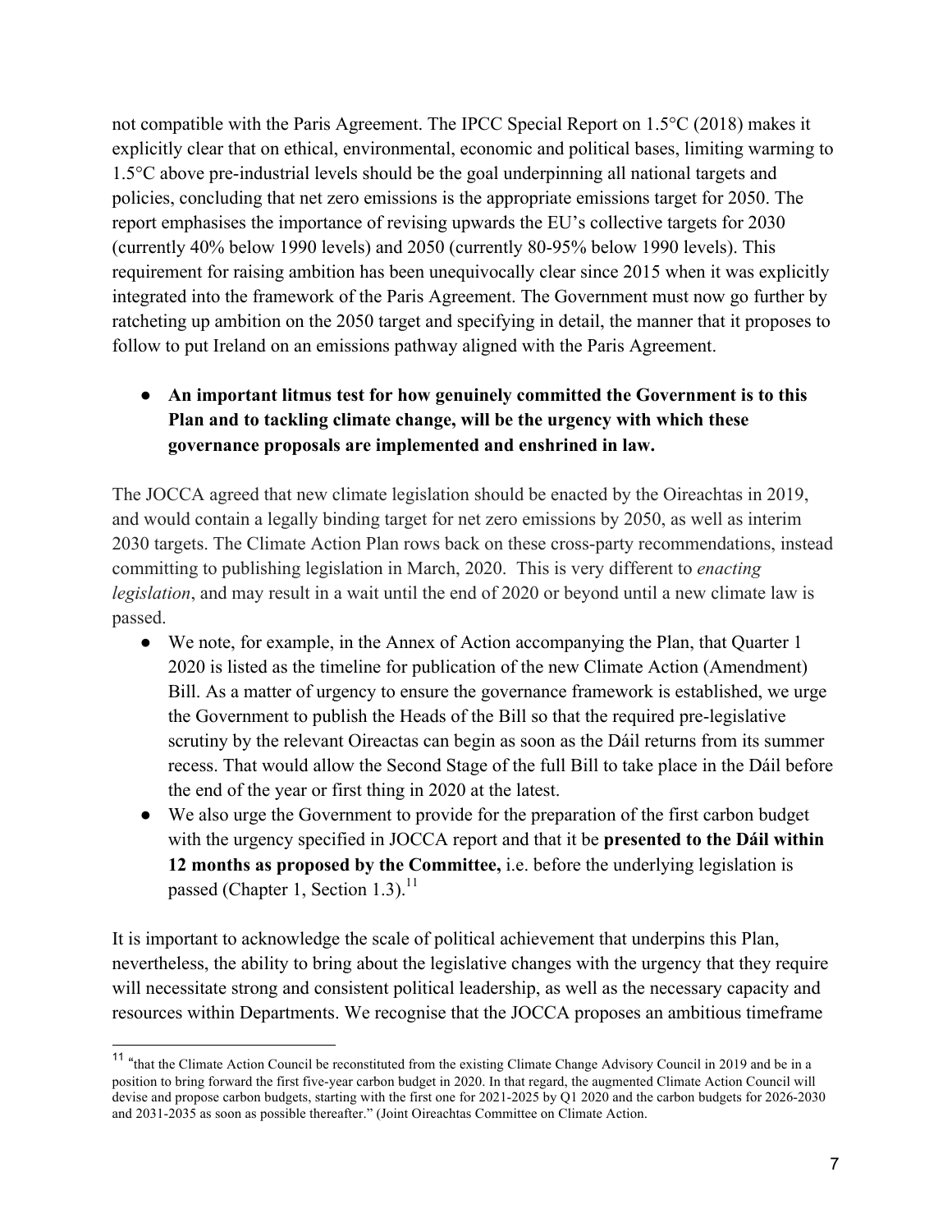not compatible with the Paris Agreement. The IPCC Special Report on 1.5°C (2018) makes it explicitly clear that on ethical, environmental, economic and political bases, limiting warming to 1.5°C above pre-industrial levels should be the goal underpinning all national targets and policies, concluding that net zero emissions is the appropriate emissions target for 2050. The report emphasises the importance of revising upwards the EU's collective targets for 2030 (currently 40% below 1990 levels) and 2050 (currently 80-95% below 1990 levels). This requirement for raising ambition has been unequivocally clear since 2015 when it was explicitly integrated into the framework of the Paris Agreement. The Government must now go further by ratcheting up ambition on the 2050 target and specifying in detail, the manner that it proposes to follow to put Ireland on an emissions pathway aligned with the Paris Agreement.

- **An important litmus test for how genuinely committed the Government is to this Plan and to tackling climate change, will be the urgency with which these governance proposals are implemented and enshrined in law.**

The JOCCA agreed that new climate legislation should be enacted by the Oireachtas in 2019, and would contain a legally binding target for net zero emissions by 2050, as well as interim 2030 targets. The Climate Action Plan rows back on these cross-party recommendations, instead committing to publishing legislation in March, 2020. This is very different to *enacting legislation*, and may result in a wait until the end of 2020 or beyond until a new climate law is passed.

- We note, for example, in the Annex of Action accompanying the Plan, that Quarter 1 2020 is listed as the timeline for publication of the new Climate Action (Amendment) Bill. As a matter of urgency to ensure the governance framework is established, we urge the Government to publish the Heads of the Bill so that the required pre-legislative scrutiny by the relevant Oireactas can begin as soon as the Dáil returns from its summer recess. That would allow the Second Stage of the full Bill to take place in the Dáil before the end of the year or first thing in 2020 at the latest.
- We also urge the Government to provide for the preparation of the first carbon budget with the urgency specified in JOCCA report and that it be **presented to the Dáil within 12 months as proposed by the Committee,** i.e. before the underlying legislation is passed (Chapter 1, Section 1.3).[11]

It is important to acknowledge the scale of political achievement that underpins this Plan, nevertheless, the ability to bring about the legislative changes with the urgency that they require will necessitate strong and consistent political leadership, as well as the necessary capacity and resources within Departments. We recognise that the JOCCA proposes an ambitious timeframe

[11] "that the Climate Action Council be reconstituted from the existing Climate Change Advisory Council in 2019 and be in a position to bring forward the first five-year carbon budget in 2020. In that regard, the augmented Climate Action Council will devise and propose carbon budgets, starting with the first one for 2021-2025 by Q1 2020 and the carbon budgets for 2026-2030 and 2031-2035 as soon as possible thereafter." (Joint Oireachtas Committee on Climate Action.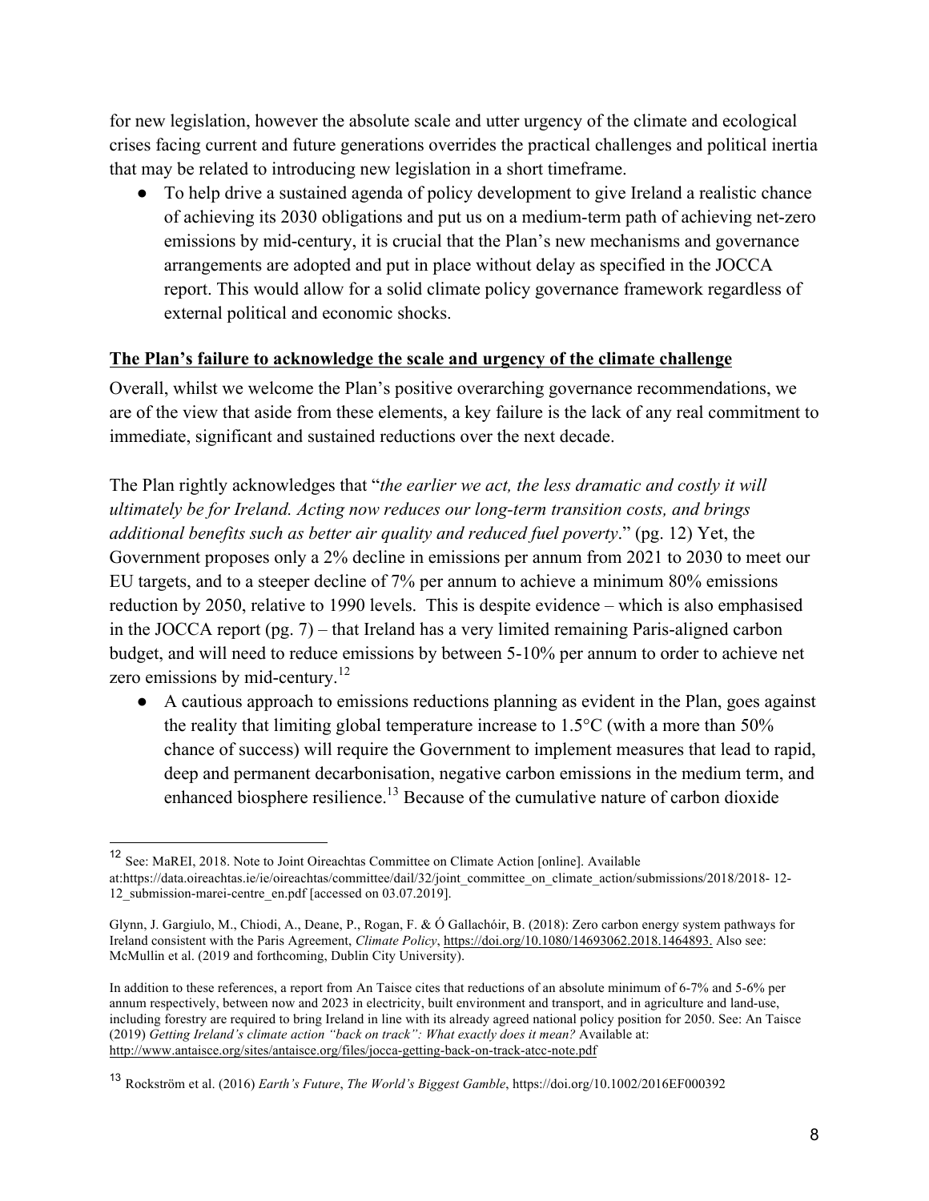for new legislation, however the absolute scale and utter urgency of the climate and ecological crises facing current and future generations overrides the practical challenges and political inertia that may be related to introducing new legislation in a short timeframe.

- To help drive a sustained agenda of policy development to give Ireland a realistic chance of achieving its 2030 obligations and put us on a medium-term path of achieving net-zero emissions by mid-century, it is crucial that the Plan's new mechanisms and governance arrangements are adopted and put in place without delay as specified in the JOCCA report. This would allow for a solid climate policy governance framework regardless of external political and economic shocks.

**The Plan's failure to acknowledge the scale and urgency of the climate challenge**

Overall, whilst we welcome the Plan's positive overarching governance recommendations, we are of the view that aside from these elements, a key failure is the lack of any real commitment to immediate, significant and sustained reductions over the next decade.

The Plan rightly acknowledges that "*the earlier we act, the less dramatic and costly it will ultimately be for Ireland. Acting now reduces our long-term transition costs, and brings additional benefits such as better air quality and reduced fuel poverty*." (pg. 12) Yet, the Government proposes only a 2% decline in emissions per annum from 2021 to 2030 to meet our EU targets, and to a steeper decline of 7% per annum to achieve a minimum 80% emissions reduction by 2050, relative to 1990 levels. This is despite evidence – which is also emphasised in the JOCCA report (pg. 7) – that Ireland has a very limited remaining Paris-aligned carbon budget, and will need to reduce emissions by between 5-10% per annum to order to achieve net zero emissions by mid-century.[12]

- A cautious approach to emissions reductions planning as evident in the Plan, goes against the reality that limiting global temperature increase to 1.5°C (with a more than 50% chance of success) will require the Government to implement measures that lead to rapid, deep and permanent decarbonisation, negative carbon emissions in the medium term, and enhanced biosphere resilience.[13] Because of the cumulative nature of carbon dioxide

---

[12] See: MaREI, 2018. Note to Joint Oireachtas Committee on Climate Action [online]. Available at:https://data.oireachtas.ie/ie/oireachtas/committee/dail/32/joint_committee_on_climate_action/submissions/2018/2018- 12-12_submission-marei-centre_en.pdf [accessed on 03.07.2019].

Glynn, J. Gargiulo, M., Chiodi, A., Deane, P., Rogan, F. & Ó Gallachóir, B. (2018): Zero carbon energy system pathways for Ireland consistent with the Paris Agreement, *Climate Policy*, https://doi.org/10.1080/14693062.2018.1464893. Also see: McMullin et al. (2019 and forthcoming, Dublin City University).

In addition to these references, a report from An Taisce cites that reductions of an absolute minimum of 6-7% and 5-6% per annum respectively, between now and 2023 in electricity, built environment and transport, and in agriculture and land-use, including forestry are required to bring Ireland in line with its already agreed national policy position for 2050. See: An Taisce (2019) *Getting Ireland's climate action "back on track": What exactly does it mean?* Available at: http://www.antaisce.org/sites/antaisce.org/files/jocca-getting-back-on-track-atcc-note.pdf

[13] Rockström et al. (2016) *Earth's Future*, *The World's Biggest Gamble*, https://doi.org/10.1002/2016EF000392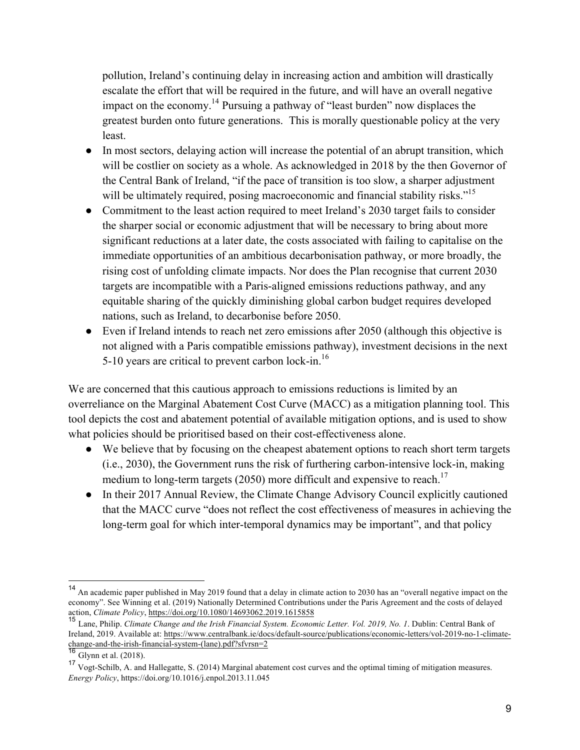pollution, Ireland's continuing delay in increasing action and ambition will drastically escalate the effort that will be required in the future, and will have an overall negative impact on the economy.[14] Pursuing a pathway of "least burden" now displaces the greatest burden onto future generations. This is morally questionable policy at the very least.

- In most sectors, delaying action will increase the potential of an abrupt transition, which will be costlier on society as a whole. As acknowledged in 2018 by the then Governor of the Central Bank of Ireland, "if the pace of transition is too slow, a sharper adjustment will be ultimately required, posing macroeconomic and financial stability risks."[15]
- Commitment to the least action required to meet Ireland's 2030 target fails to consider the sharper social or economic adjustment that will be necessary to bring about more significant reductions at a later date, the costs associated with failing to capitalise on the immediate opportunities of an ambitious decarbonisation pathway, or more broadly, the rising cost of unfolding climate impacts. Nor does the Plan recognise that current 2030 targets are incompatible with a Paris-aligned emissions reductions pathway, and any equitable sharing of the quickly diminishing global carbon budget requires developed nations, such as Ireland, to decarbonise before 2050.
- Even if Ireland intends to reach net zero emissions after 2050 (although this objective is not aligned with a Paris compatible emissions pathway), investment decisions in the next 5-10 years are critical to prevent carbon lock-in.[16]

We are concerned that this cautious approach to emissions reductions is limited by an overreliance on the Marginal Abatement Cost Curve (MACC) as a mitigation planning tool. This tool depicts the cost and abatement potential of available mitigation options, and is used to show what policies should be prioritised based on their cost-effectiveness alone.

- We believe that by focusing on the cheapest abatement options to reach short term targets (i.e., 2030), the Government runs the risk of furthering carbon-intensive lock-in, making medium to long-term targets (2050) more difficult and expensive to reach.[17]
- In their 2017 Annual Review, the Climate Change Advisory Council explicitly cautioned that the MACC curve "does not reflect the cost effectiveness of measures in achieving the long-term goal for which inter-temporal dynamics may be important", and that policy

---

[14] An academic paper published in May 2019 found that a delay in climate action to 2030 has an "overall negative impact on the economy". See Winning et al. (2019) Nationally Determined Contributions under the Paris Agreement and the costs of delayed action, *Climate Policy*, https://doi.org/10.1080/14693062.2019.1615858

[15] Lane, Philip. *Climate Change and the Irish Financial System. Economic Letter. Vol. 2019, No. 1*. Dublin: Central Bank of Ireland, 2019. Available at: https://www.centralbank.ie/docs/default-source/publications/economic-letters/vol-2019-no-1-climate-change-and-the-irish-financial-system-(lane).pdf?sfvrsn=2

[16] Glynn et al. (2018).

[17] Vogt-Schilb, A. and Hallegatte, S. (2014) Marginal abatement cost curves and the optimal timing of mitigation measures. *Energy Policy*, https://doi.org/10.1016/j.enpol.2013.11.045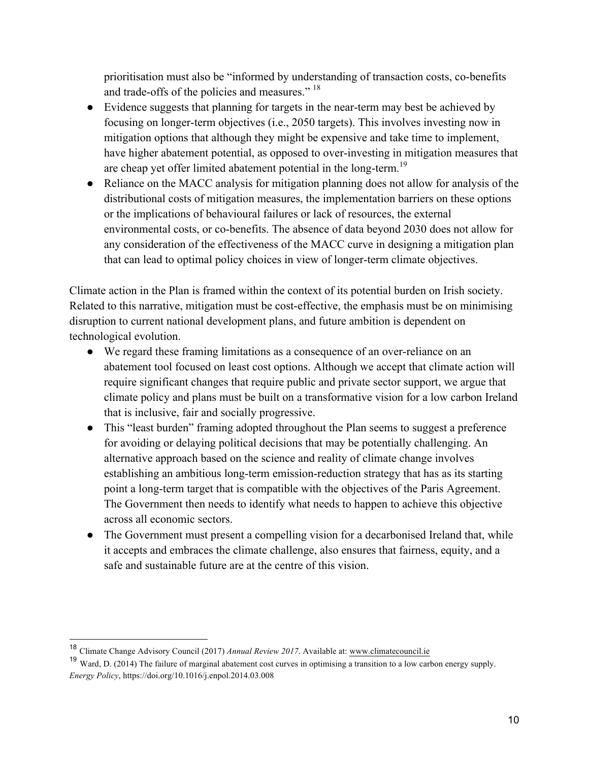prioritisation must also be "informed by understanding of transaction costs, co-benefits and trade-offs of the policies and measures." [18]

- Evidence suggests that planning for targets in the near-term may best be achieved by focusing on longer-term objectives (i.e., 2050 targets). This involves investing now in mitigation options that although they might be expensive and take time to implement, have higher abatement potential, as opposed to over-investing in mitigation measures that are cheap yet offer limited abatement potential in the long-term.[19]
- Reliance on the MACC analysis for mitigation planning does not allow for analysis of the distributional costs of mitigation measures, the implementation barriers on these options or the implications of behavioural failures or lack of resources, the external environmental costs, or co-benefits. The absence of data beyond 2030 does not allow for any consideration of the effectiveness of the MACC curve in designing a mitigation plan that can lead to optimal policy choices in view of longer-term climate objectives.

Climate action in the Plan is framed within the context of its potential burden on Irish society. Related to this narrative, mitigation must be cost-effective, the emphasis must be on minimising disruption to current national development plans, and future ambition is dependent on technological evolution.

- We regard these framing limitations as a consequence of an over-reliance on an abatement tool focused on least cost options. Although we accept that climate action will require significant changes that require public and private sector support, we argue that climate policy and plans must be built on a transformative vision for a low carbon Ireland that is inclusive, fair and socially progressive.
- This "least burden" framing adopted throughout the Plan seems to suggest a preference for avoiding or delaying political decisions that may be potentially challenging. An alternative approach based on the science and reality of climate change involves establishing an ambitious long-term emission-reduction strategy that has as its starting point a long-term target that is compatible with the objectives of the Paris Agreement. The Government then needs to identify what needs to happen to achieve this objective across all economic sectors.
- The Government must present a compelling vision for a decarbonised Ireland that, while it accepts and embraces the climate challenge, also ensures that fairness, equity, and a safe and sustainable future are at the centre of this vision.

---

[18] Climate Change Advisory Council (2017) *Annual Review 2017*. Available at: www.climatecouncil.ie

[19] Ward, D. (2014) The failure of marginal abatement cost curves in optimising a transition to a low carbon energy supply. *Energy Policy*, https://doi.org/10.1016/j.enpol.2014.03.008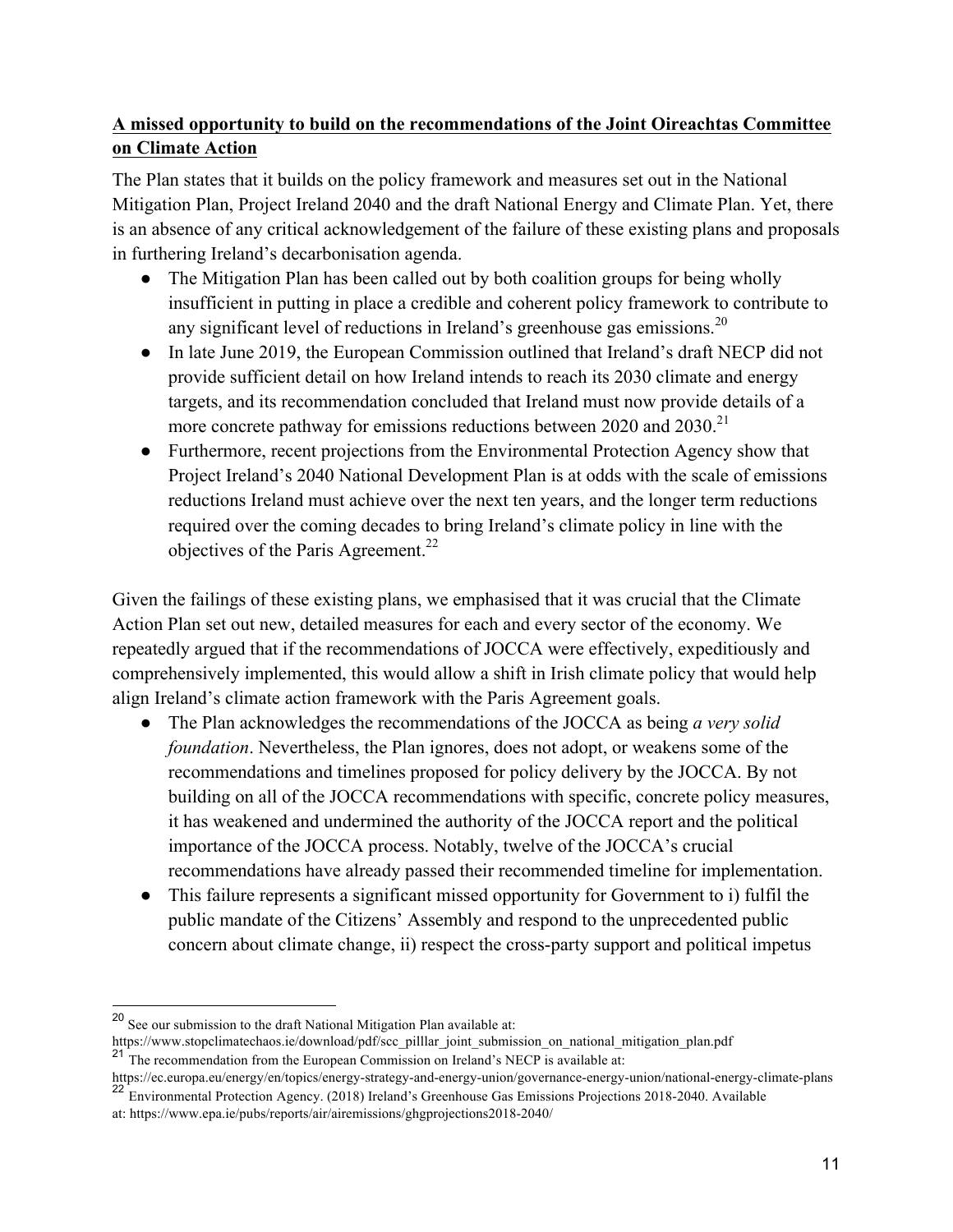**A missed opportunity to build on the recommendations of the Joint Oireachtas Committee on Climate Action**

The Plan states that it builds on the policy framework and measures set out in the National Mitigation Plan, Project Ireland 2040 and the draft National Energy and Climate Plan. Yet, there is an absence of any critical acknowledgement of the failure of these existing plans and proposals in furthering Ireland's decarbonisation agenda.

- The Mitigation Plan has been called out by both coalition groups for being wholly insufficient in putting in place a credible and coherent policy framework to contribute to any significant level of reductions in Ireland's greenhouse gas emissions.[20]
- In late June 2019, the European Commission outlined that Ireland's draft NECP did not provide sufficient detail on how Ireland intends to reach its 2030 climate and energy targets, and its recommendation concluded that Ireland must now provide details of a more concrete pathway for emissions reductions between 2020 and 2030.[21]
- Furthermore, recent projections from the Environmental Protection Agency show that Project Ireland's 2040 National Development Plan is at odds with the scale of emissions reductions Ireland must achieve over the next ten years, and the longer term reductions required over the coming decades to bring Ireland's climate policy in line with the objectives of the Paris Agreement.[22]

Given the failings of these existing plans, we emphasised that it was crucial that the Climate Action Plan set out new, detailed measures for each and every sector of the economy. We repeatedly argued that if the recommendations of JOCCA were effectively, expeditiously and comprehensively implemented, this would allow a shift in Irish climate policy that would help align Ireland's climate action framework with the Paris Agreement goals.

- The Plan acknowledges the recommendations of the JOCCA as being *a very solid foundation*. Nevertheless, the Plan ignores, does not adopt, or weakens some of the recommendations and timelines proposed for policy delivery by the JOCCA. By not building on all of the JOCCA recommendations with specific, concrete policy measures, it has weakened and undermined the authority of the JOCCA report and the political importance of the JOCCA process. Notably, twelve of the JOCCA's crucial recommendations have already passed their recommended timeline for implementation.
- This failure represents a significant missed opportunity for Government to i) fulfil the public mandate of the Citizens' Assembly and respond to the unprecedented public concern about climate change, ii) respect the cross-party support and political impetus

---

[20] See our submission to the draft National Mitigation Plan available at: https://www.stopclimatechaos.ie/download/pdf/scc_pilllar_joint_submission_on_national_mitigation_plan.pdf

[21] The recommendation from the European Commission on Ireland's NECP is available at: https://ec.europa.eu/energy/en/topics/energy-strategy-and-energy-union/governance-energy-union/national-energy-climate-plans

[22] Environmental Protection Agency. (2018) Ireland's Greenhouse Gas Emissions Projections 2018-2040. Available at: https://www.epa.ie/pubs/reports/air/airemissions/ghgprojections2018-2040/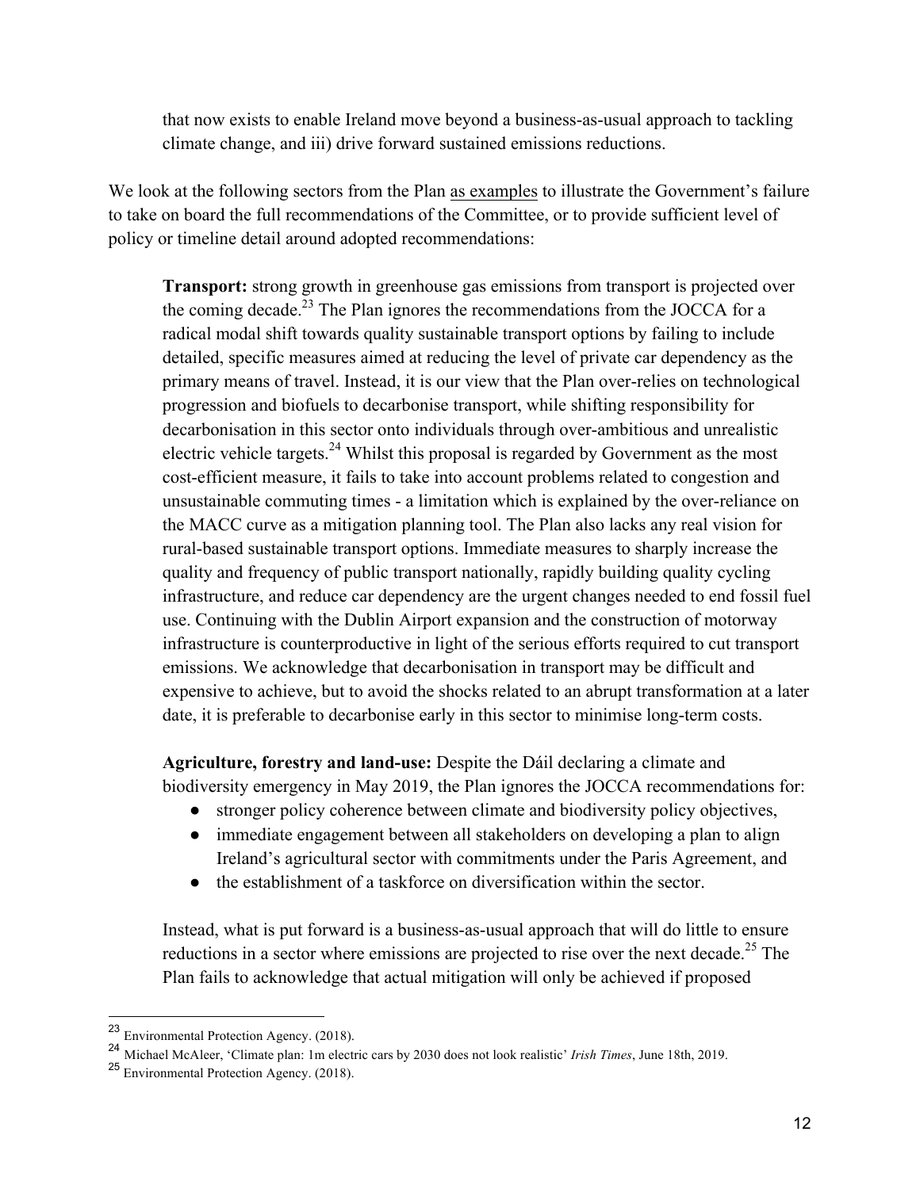that now exists to enable Ireland move beyond a business-as-usual approach to tackling climate change, and iii) drive forward sustained emissions reductions.

We look at the following sectors from the Plan as examples to illustrate the Government's failure to take on board the full recommendations of the Committee, or to provide sufficient level of policy or timeline detail around adopted recommendations:

**Transport:** strong growth in greenhouse gas emissions from transport is projected over the coming decade.[23] The Plan ignores the recommendations from the JOCCA for a radical modal shift towards quality sustainable transport options by failing to include detailed, specific measures aimed at reducing the level of private car dependency as the primary means of travel. Instead, it is our view that the Plan over-relies on technological progression and biofuels to decarbonise transport, while shifting responsibility for decarbonisation in this sector onto individuals through over-ambitious and unrealistic electric vehicle targets.[24] Whilst this proposal is regarded by Government as the most cost-efficient measure, it fails to take into account problems related to congestion and unsustainable commuting times - a limitation which is explained by the over-reliance on the MACC curve as a mitigation planning tool. The Plan also lacks any real vision for rural-based sustainable transport options. Immediate measures to sharply increase the quality and frequency of public transport nationally, rapidly building quality cycling infrastructure, and reduce car dependency are the urgent changes needed to end fossil fuel use. Continuing with the Dublin Airport expansion and the construction of motorway infrastructure is counterproductive in light of the serious efforts required to cut transport emissions. We acknowledge that decarbonisation in transport may be difficult and expensive to achieve, but to avoid the shocks related to an abrupt transformation at a later date, it is preferable to decarbonise early in this sector to minimise long-term costs.

**Agriculture, forestry and land-use:** Despite the Dáil declaring a climate and biodiversity emergency in May 2019, the Plan ignores the JOCCA recommendations for:

- stronger policy coherence between climate and biodiversity policy objectives,
- immediate engagement between all stakeholders on developing a plan to align Ireland's agricultural sector with commitments under the Paris Agreement, and
- the establishment of a taskforce on diversification within the sector.

Instead, what is put forward is a business-as-usual approach that will do little to ensure reductions in a sector where emissions are projected to rise over the next decade.[25] The Plan fails to acknowledge that actual mitigation will only be achieved if proposed

---

[23] Environmental Protection Agency. (2018).

[24] Michael McAleer, 'Climate plan: 1m electric cars by 2030 does not look realistic' *Irish Times*, June 18th, 2019.

[25] Environmental Protection Agency. (2018).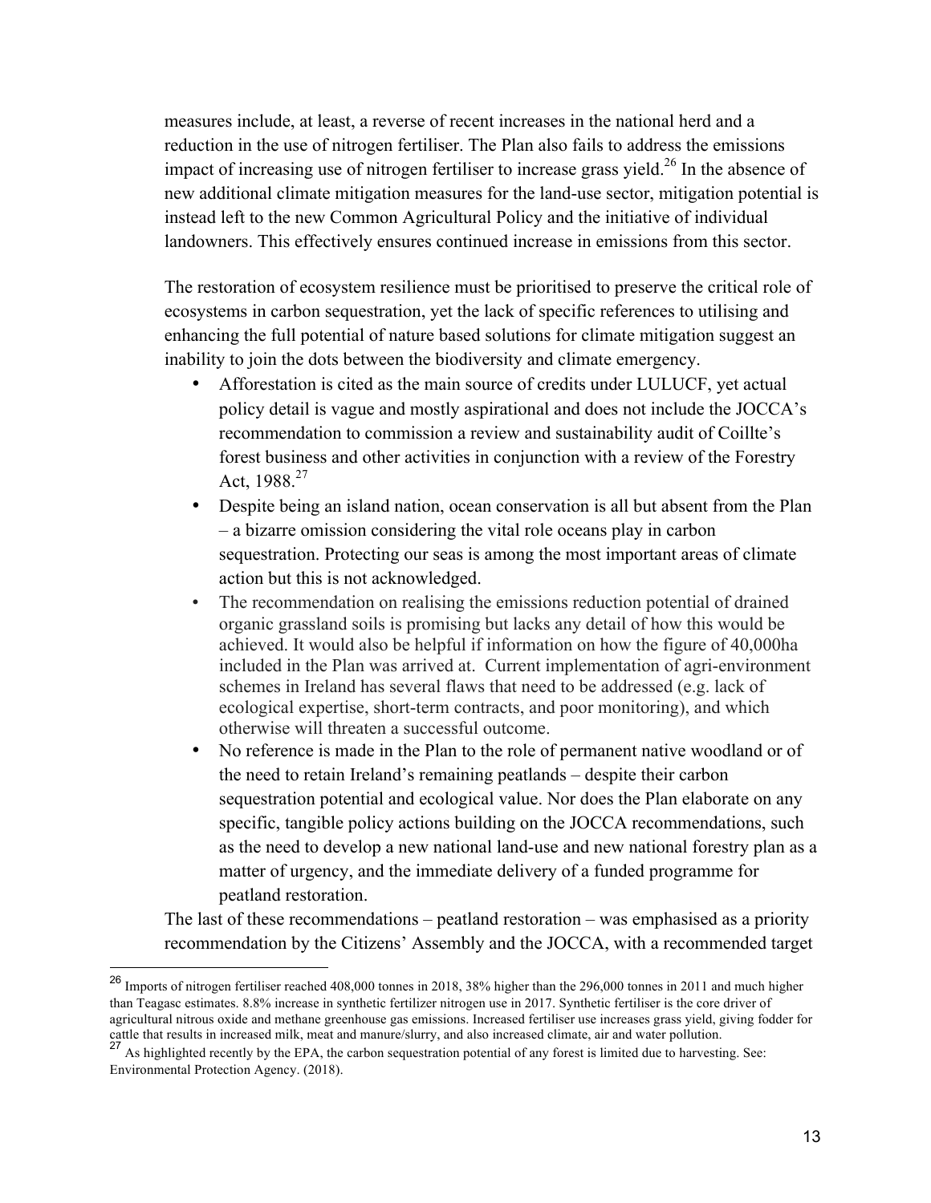measures include, at least, a reverse of recent increases in the national herd and a reduction in the use of nitrogen fertiliser. The Plan also fails to address the emissions impact of increasing use of nitrogen fertiliser to increase grass yield.[26] In the absence of new additional climate mitigation measures for the land-use sector, mitigation potential is instead left to the new Common Agricultural Policy and the initiative of individual landowners. This effectively ensures continued increase in emissions from this sector.

The restoration of ecosystem resilience must be prioritised to preserve the critical role of ecosystems in carbon sequestration, yet the lack of specific references to utilising and enhancing the full potential of nature based solutions for climate mitigation suggest an inability to join the dots between the biodiversity and climate emergency.

- Afforestation is cited as the main source of credits under LULUCF, yet actual policy detail is vague and mostly aspirational and does not include the JOCCA's recommendation to commission a review and sustainability audit of Coillte's forest business and other activities in conjunction with a review of the Forestry Act, 1988.[27]
- Despite being an island nation, ocean conservation is all but absent from the Plan – a bizarre omission considering the vital role oceans play in carbon sequestration. Protecting our seas is among the most important areas of climate action but this is not acknowledged.
- The recommendation on realising the emissions reduction potential of drained organic grassland soils is promising but lacks any detail of how this would be achieved. It would also be helpful if information on how the figure of 40,000ha included in the Plan was arrived at. Current implementation of agri-environment schemes in Ireland has several flaws that need to be addressed (e.g. lack of ecological expertise, short-term contracts, and poor monitoring), and which otherwise will threaten a successful outcome.
- No reference is made in the Plan to the role of permanent native woodland or of the need to retain Ireland's remaining peatlands – despite their carbon sequestration potential and ecological value. Nor does the Plan elaborate on any specific, tangible policy actions building on the JOCCA recommendations, such as the need to develop a new national land-use and new national forestry plan as a matter of urgency, and the immediate delivery of a funded programme for peatland restoration.

The last of these recommendations – peatland restoration – was emphasised as a priority recommendation by the Citizens' Assembly and the JOCCA, with a recommended target

---

[26] Imports of nitrogen fertiliser reached 408,000 tonnes in 2018, 38% higher than the 296,000 tonnes in 2011 and much higher than Teagasc estimates. 8.8% increase in synthetic fertilizer nitrogen use in 2017. Synthetic fertiliser is the core driver of agricultural nitrous oxide and methane greenhouse gas emissions. Increased fertiliser use increases grass yield, giving fodder for cattle that results in increased milk, meat and manure/slurry, and also increased climate, air and water pollution.

[27] As highlighted recently by the EPA, the carbon sequestration potential of any forest is limited due to harvesting. See: Environmental Protection Agency. (2018).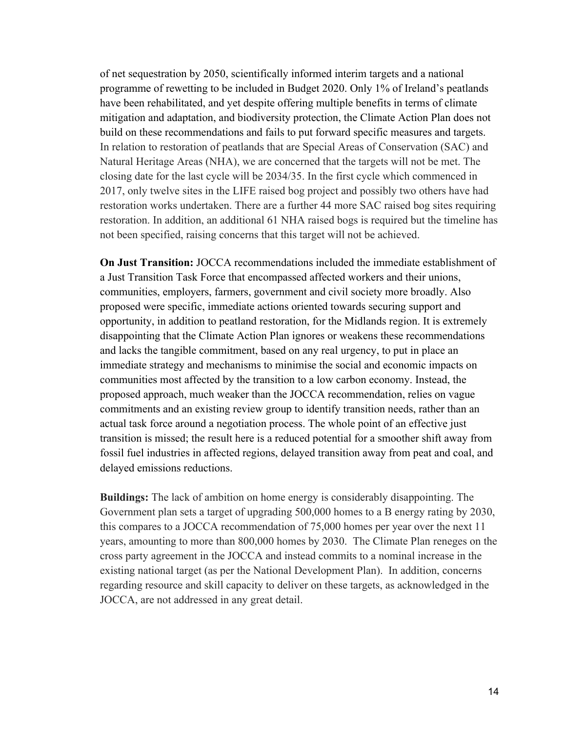of net sequestration by 2050, scientifically informed interim targets and a national programme of rewetting to be included in Budget 2020. Only 1% of Ireland's peatlands have been rehabilitated, and yet despite offering multiple benefits in terms of climate mitigation and adaptation, and biodiversity protection, the Climate Action Plan does not build on these recommendations and fails to put forward specific measures and targets. In relation to restoration of peatlands that are Special Areas of Conservation (SAC) and Natural Heritage Areas (NHA), we are concerned that the targets will not be met. The closing date for the last cycle will be 2034/35. In the first cycle which commenced in 2017, only twelve sites in the LIFE raised bog project and possibly two others have had restoration works undertaken. There are a further 44 more SAC raised bog sites requiring restoration. In addition, an additional 61 NHA raised bogs is required but the timeline has not been specified, raising concerns that this target will not be achieved.

**On Just Transition:** JOCCA recommendations included the immediate establishment of a Just Transition Task Force that encompassed affected workers and their unions, communities, employers, farmers, government and civil society more broadly. Also proposed were specific, immediate actions oriented towards securing support and opportunity, in addition to peatland restoration, for the Midlands region. It is extremely disappointing that the Climate Action Plan ignores or weakens these recommendations and lacks the tangible commitment, based on any real urgency, to put in place an immediate strategy and mechanisms to minimise the social and economic impacts on communities most affected by the transition to a low carbon economy. Instead, the proposed approach, much weaker than the JOCCA recommendation, relies on vague commitments and an existing review group to identify transition needs, rather than an actual task force around a negotiation process. The whole point of an effective just transition is missed; the result here is a reduced potential for a smoother shift away from fossil fuel industries in affected regions, delayed transition away from peat and coal, and delayed emissions reductions.

**Buildings:** The lack of ambition on home energy is considerably disappointing. The Government plan sets a target of upgrading 500,000 homes to a B energy rating by 2030, this compares to a JOCCA recommendation of 75,000 homes per year over the next 11 years, amounting to more than 800,000 homes by 2030. The Climate Plan reneges on the cross party agreement in the JOCCA and instead commits to a nominal increase in the existing national target (as per the National Development Plan). In addition, concerns regarding resource and skill capacity to deliver on these targets, as acknowledged in the JOCCA, are not addressed in any great detail.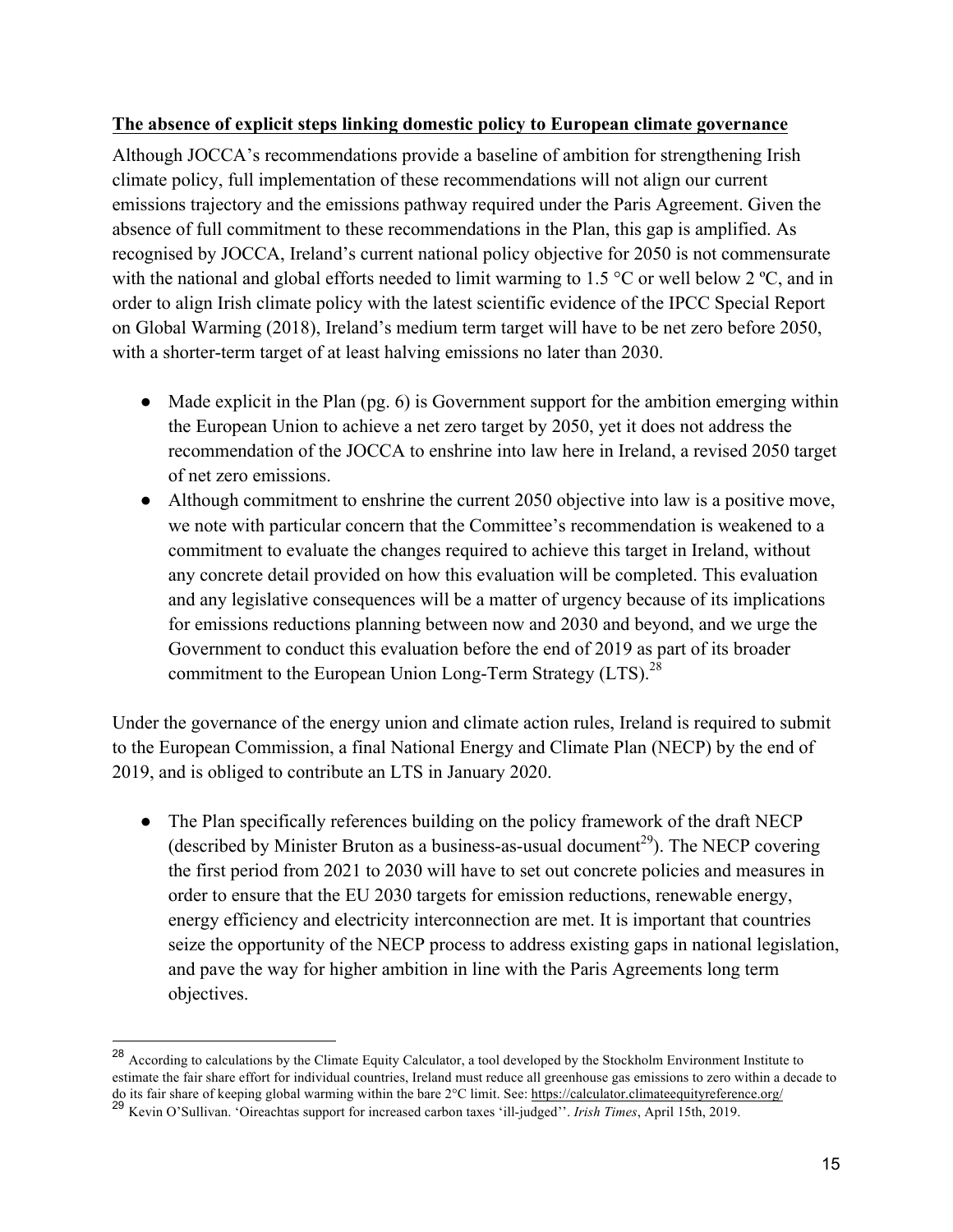**The absence of explicit steps linking domestic policy to European climate governance**

Although JOCCA's recommendations provide a baseline of ambition for strengthening Irish climate policy, full implementation of these recommendations will not align our current emissions trajectory and the emissions pathway required under the Paris Agreement. Given the absence of full commitment to these recommendations in the Plan, this gap is amplified. As recognised by JOCCA, Ireland's current national policy objective for 2050 is not commensurate with the national and global efforts needed to limit warming to 1.5 °C or well below 2 ºC, and in order to align Irish climate policy with the latest scientific evidence of the IPCC Special Report on Global Warming (2018), Ireland's medium term target will have to be net zero before 2050, with a shorter-term target of at least halving emissions no later than 2030.

- Made explicit in the Plan (pg. 6) is Government support for the ambition emerging within the European Union to achieve a net zero target by 2050, yet it does not address the recommendation of the JOCCA to enshrine into law here in Ireland, a revised 2050 target of net zero emissions.
- Although commitment to enshrine the current 2050 objective into law is a positive move, we note with particular concern that the Committee's recommendation is weakened to a commitment to evaluate the changes required to achieve this target in Ireland, without any concrete detail provided on how this evaluation will be completed. This evaluation and any legislative consequences will be a matter of urgency because of its implications for emissions reductions planning between now and 2030 and beyond, and we urge the Government to conduct this evaluation before the end of 2019 as part of its broader commitment to the European Union Long-Term Strategy (LTS).[28]

Under the governance of the energy union and climate action rules, Ireland is required to submit to the European Commission, a final National Energy and Climate Plan (NECP) by the end of 2019, and is obliged to contribute an LTS in January 2020.

- The Plan specifically references building on the policy framework of the draft NECP (described by Minister Bruton as a business-as-usual document[29]). The NECP covering the first period from 2021 to 2030 will have to set out concrete policies and measures in order to ensure that the EU 2030 targets for emission reductions, renewable energy, energy efficiency and electricity interconnection are met. It is important that countries seize the opportunity of the NECP process to address existing gaps in national legislation, and pave the way for higher ambition in line with the Paris Agreements long term objectives.

---

[28] According to calculations by the Climate Equity Calculator, a tool developed by the Stockholm Environment Institute to estimate the fair share effort for individual countries, Ireland must reduce all greenhouse gas emissions to zero within a decade to do its fair share of keeping global warming within the bare 2°C limit. See: https://calculator.climateequityreference.org/

[29] Kevin O'Sullivan. 'Oireachtas support for increased carbon taxes 'ill-judged''. *Irish Times*, April 15th, 2019.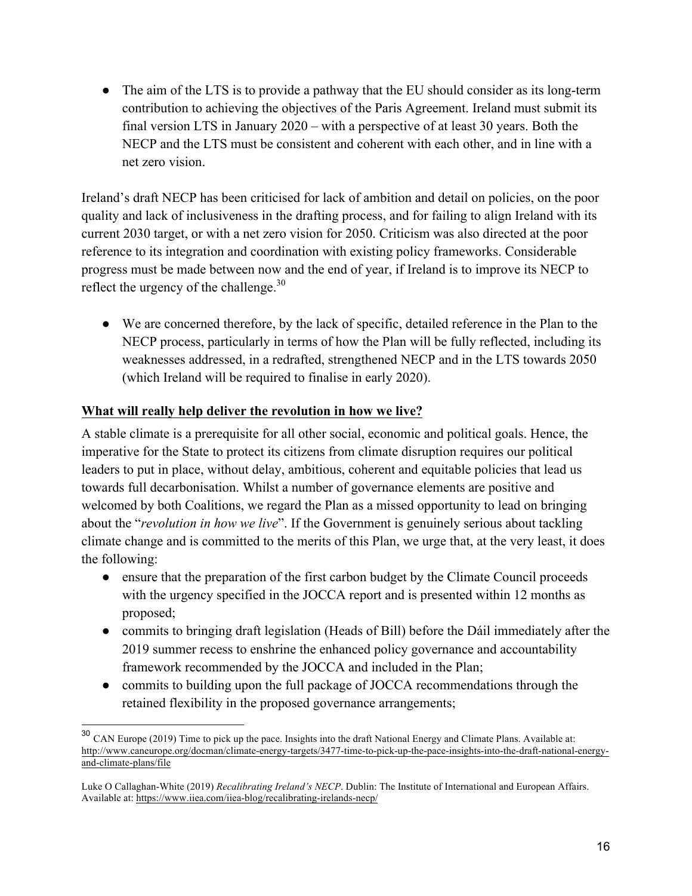- The aim of the LTS is to provide a pathway that the EU should consider as its long-term contribution to achieving the objectives of the Paris Agreement. Ireland must submit its final version LTS in January 2020 – with a perspective of at least 30 years. Both the NECP and the LTS must be consistent and coherent with each other, and in line with a net zero vision.

Ireland's draft NECP has been criticised for lack of ambition and detail on policies, on the poor quality and lack of inclusiveness in the drafting process, and for failing to align Ireland with its current 2030 target, or with a net zero vision for 2050. Criticism was also directed at the poor reference to its integration and coordination with existing policy frameworks. Considerable progress must be made between now and the end of year, if Ireland is to improve its NECP to reflect the urgency of the challenge.[30]

- We are concerned therefore, by the lack of specific, detailed reference in the Plan to the NECP process, particularly in terms of how the Plan will be fully reflected, including its weaknesses addressed, in a redrafted, strengthened NECP and in the LTS towards 2050 (which Ireland will be required to finalise in early 2020).

## What will really help deliver the revolution in how we live?

A stable climate is a prerequisite for all other social, economic and political goals. Hence, the imperative for the State to protect its citizens from climate disruption requires our political leaders to put in place, without delay, ambitious, coherent and equitable policies that lead us towards full decarbonisation. Whilst a number of governance elements are positive and welcomed by both Coalitions, we regard the Plan as a missed opportunity to lead on bringing about the "*revolution in how we live*". If the Government is genuinely serious about tackling climate change and is committed to the merits of this Plan, we urge that, at the very least, it does the following:

- ensure that the preparation of the first carbon budget by the Climate Council proceeds with the urgency specified in the JOCCA report and is presented within 12 months as proposed;
- commits to bringing draft legislation (Heads of Bill) before the Dáil immediately after the 2019 summer recess to enshrine the enhanced policy governance and accountability framework recommended by the JOCCA and included in the Plan;
- commits to building upon the full package of JOCCA recommendations through the retained flexibility in the proposed governance arrangements;

---

[30] CAN Europe (2019) Time to pick up the pace. Insights into the draft National Energy and Climate Plans. Available at: http://www.caneurope.org/docman/climate-energy-targets/3477-time-to-pick-up-the-pace-insights-into-the-draft-national-energy-and-climate-plans/file

Luke O Callaghan-White (2019) *Recalibrating Ireland's NECP*. Dublin: The Institute of International and European Affairs. Available at: https://www.iiea.com/iiea-blog/recalibrating-irelands-necp/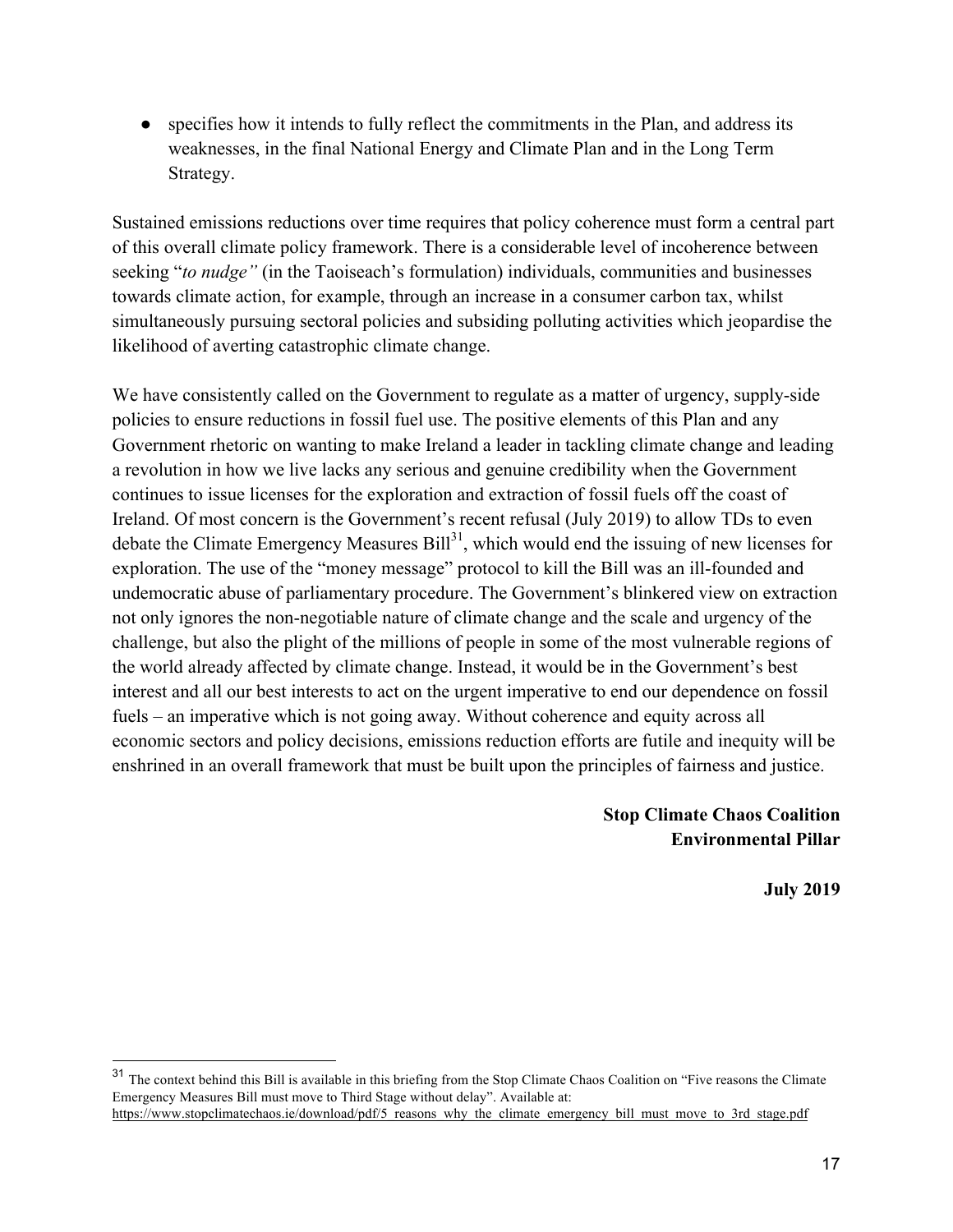- specifies how it intends to fully reflect the commitments in the Plan, and address its weaknesses, in the final National Energy and Climate Plan and in the Long Term Strategy.

Sustained emissions reductions over time requires that policy coherence must form a central part of this overall climate policy framework. There is a considerable level of incoherence between seeking "*to nudge"* (in the Taoiseach's formulation) individuals, communities and businesses towards climate action, for example, through an increase in a consumer carbon tax, whilst simultaneously pursuing sectoral policies and subsiding polluting activities which jeopardise the likelihood of averting catastrophic climate change.

We have consistently called on the Government to regulate as a matter of urgency, supply-side policies to ensure reductions in fossil fuel use. The positive elements of this Plan and any Government rhetoric on wanting to make Ireland a leader in tackling climate change and leading a revolution in how we live lacks any serious and genuine credibility when the Government continues to issue licenses for the exploration and extraction of fossil fuels off the coast of Ireland. Of most concern is the Government's recent refusal (July 2019) to allow TDs to even debate the Climate Emergency Measures Bill[31], which would end the issuing of new licenses for exploration. The use of the "money message" protocol to kill the Bill was an ill-founded and undemocratic abuse of parliamentary procedure. The Government's blinkered view on extraction not only ignores the non-negotiable nature of climate change and the scale and urgency of the challenge, but also the plight of the millions of people in some of the most vulnerable regions of the world already affected by climate change. Instead, it would be in the Government's best interest and all our best interests to act on the urgent imperative to end our dependence on fossil fuels – an imperative which is not going away. Without coherence and equity across all economic sectors and policy decisions, emissions reduction efforts are futile and inequity will be enshrined in an overall framework that must be built upon the principles of fairness and justice.

**Stop Climate Chaos Coalition**
**Environmental Pillar**

**July 2019**

---

[31] The context behind this Bill is available in this briefing from the Stop Climate Chaos Coalition on "Five reasons the Climate Emergency Measures Bill must move to Third Stage without delay". Available at: https://www.stopclimatechaos.ie/download/pdf/5_reasons_why_the_climate_emergency_bill_must_move_to_3rd_stage.pdf